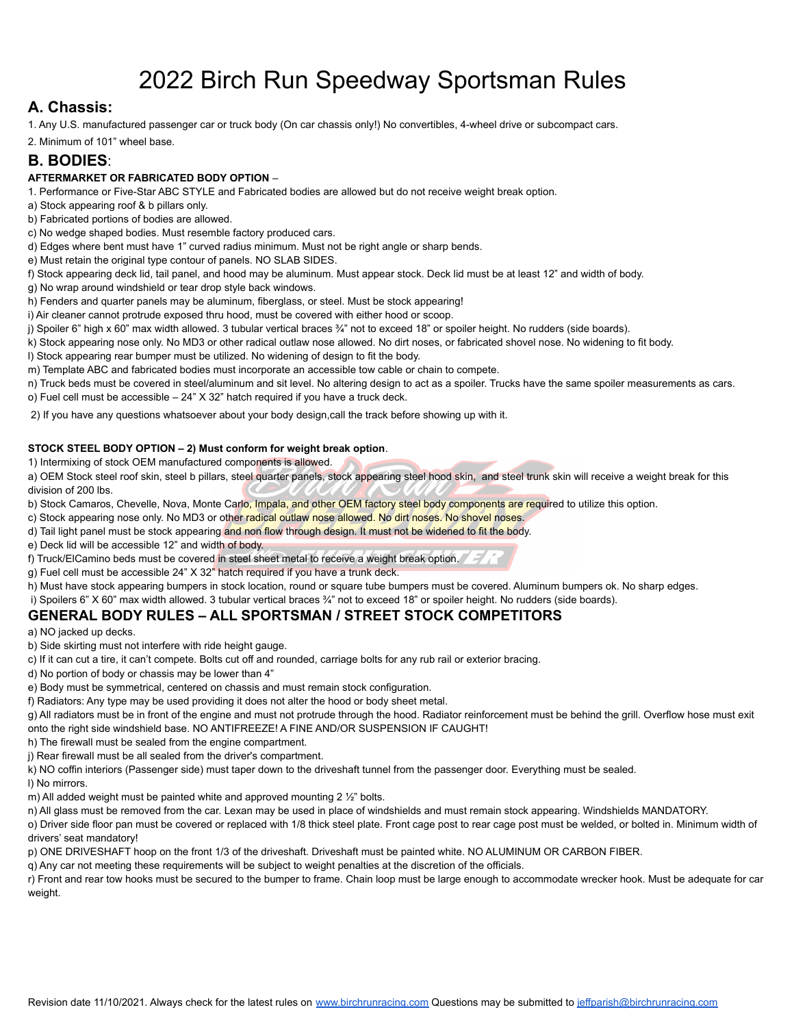# 2022 Birch Run Speedway Sportsman Rules

## A. Chassis:

1. Any U.S. manufactured passenger car or truck body (On car chassis only!) No convertibles, 4-wheel drive or subcompact cars.

2. Minimum of 101" wheel base.

## B. BODIES:

**AFTERMARKET OR FABRICATED BODY OPTION** –

1. Performance or Five-Star ABC STYLE and Fabricated bodies are allowed but do not receive weight break option.

a) Stock appearing roof & b pillars only.

b) Fabricated portions of bodies are allowed.

c) No wedge shaped bodies. Must resemble factory produced cars.

d) Edges where bent must have 1" curved radius minimum. Must not be right angle or sharp bends.

e) Must retain the original type contour of panels. NO SLAB SIDES.

f) Stock appearing deck lid, tail panel, and hood may be aluminum. Must appear stock. Deck lid must be at least 12" and width of body.

g) No wrap around windshield or tear drop style back windows.

h) Fenders and quarter panels may be aluminum, fiberglass, or steel. Must be stock appearing!

i) Air cleaner cannot protrude exposed thru hood, must be covered with either hood or scoop.

j) Spoiler 6" high x 60" max width allowed. 3 tubular vertical braces ¾" not to exceed 18" or spoiler height. No rudders (side boards).

k) Stock appearing nose only. No MD3 or other radical outlaw nose allowed. No dirt noses, or fabricated shovel nose. No widening to fit body.

l) Stock appearing rear bumper must be utilized. No widening of design to fit the body.

m) Template ABC and fabricated bodies must incorporate an accessible tow cable or chain to compete.

n) Truck beds must be covered in steel/aluminum and sit level. No altering design to act as a spoiler. Trucks have the same spoiler measurements as cars.

o) Fuel cell must be accessible – 24" X 32" hatch required if you have a truck deck.

2) If you have any questions whatsoever about your body design,call the track before showing up with it.

**STOCK STEEL BODY OPTION – 2) Must conform for weight break option**.

1) Intermixing of stock OEM manufactured components is allowed.

a) OEM Stock steel roof skin, steel b pillars, steel quarter panels, stock appearing steel hood skin, and steel trunk skin will receive a weight break for this division of 200 lbs.

b) Stock Camaros, Chevelle, Nova, Monte Carlo, Impala, and other OEM factory steel body components are required to utilize this option.

c) Stock appearing nose only. No MD3 or other radical outlaw nose allowed. No dirt noses. No shovel noses.

d) Tail light panel must be stock appearing and non flow through design. It must not be widened to fit the body.

e) Deck lid will be accessible 12" and width of body.

f) Truck/ElCamino beds must be covered in steel sheet metal to receive a weight break option.

g) Fuel cell must be accessible 24" X 32" hatch required if you have a trunk deck.

h) Must have stock appearing bumpers in stock location, round or square tube bumpers must be covered. Aluminum bumpers ok. No sharp edges.

i) Spoilers 6" X 60" max width allowed. 3 tubular vertical braces ¾" not to exceed 18" or spoiler height. No rudders (side boards).

## GENERAL BODY RULES – ALL SPORTSMAN / STREET STOCK COMPETITORS

a) NO jacked up decks.

b) Side skirting must not interfere with ride height gauge.

c) If it can cut a tire, it can't compete. Bolts cut off and rounded, carriage bolts for any rub rail or exterior bracing.

d) No portion of body or chassis may be lower than 4"

e) Body must be symmetrical, centered on chassis and must remain stock configuration.

f) Radiators: Any type may be used providing it does not alter the hood or body sheet metal.

g) All radiators must be in front of the engine and must not protrude through the hood. Radiator reinforcement must be behind the grill. Overflow hose must exit onto the right side windshield base. NO ANTIFREEZE! A FINE AND/OR SUSPENSION IF CAUGHT!

h) The firewall must be sealed from the engine compartment.

j) Rear firewall must be all sealed from the driver's compartment.

k) NO coffin interiors (Passenger side) must taper down to the driveshaft tunnel from the passenger door. Everything must be sealed.

l) No mirrors.

m) All added weight must be painted white and approved mounting 2 ½" bolts.

n) All glass must be removed from the car. Lexan may be used in place of windshields and must remain stock appearing. Windshields MANDATORY.

o) Driver side floor pan must be covered or replaced with 1/8 thick steel plate. Front cage post to rear cage post must be welded, or bolted in. Minimum width of drivers' seat mandatory!

p) ONE DRIVESHAFT hoop on the front 1/3 of the driveshaft. Driveshaft must be painted white. NO ALUMINUM OR CARBON FIBER.

q) Any car not meeting these requirements will be subject to weight penalties at the discretion of the officials.

r) Front and rear tow hooks must be secured to the bumper to frame. Chain loop must be large enough to accommodate wrecker hook. Must be adequate for car weight.

Revision date 11/10/2021. Always check for the latest rules on www.birchrunracing.com Questions may be submitted to jeffparish@birchrunracing.com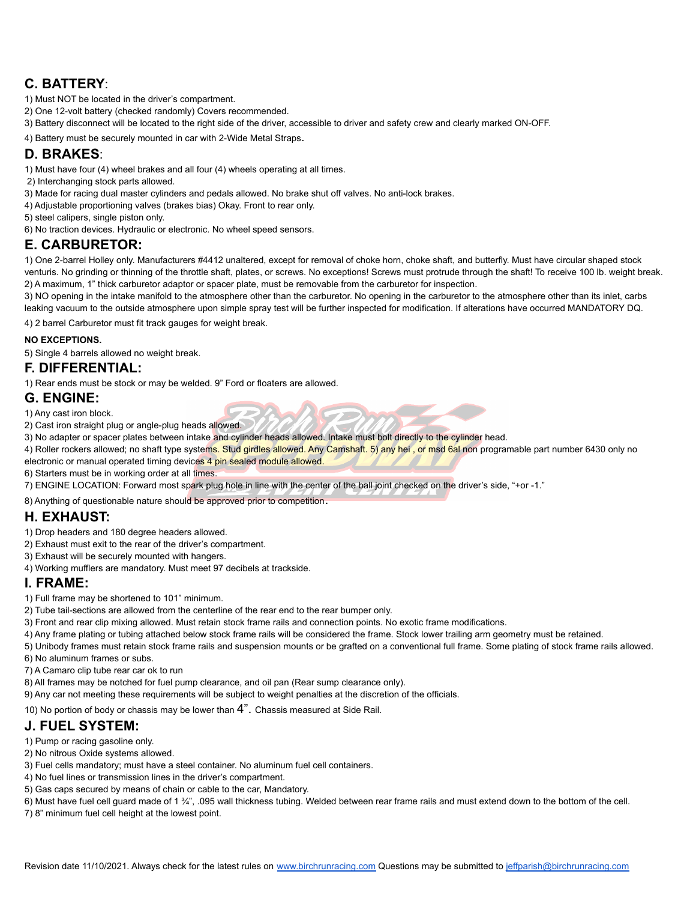## C. BATTERY:

1) Must NOT be located in the driver's compartment.
2) One 12-volt battery (checked randomly) Covers recommended.
3) Battery disconnect will be located to the right side of the driver, accessible to driver and safety crew and clearly marked ON-OFF.
4) Battery must be securely mounted in car with 2-Wide Metal Straps.

## D. BRAKES:

1) Must have four (4) wheel brakes and all four (4) wheels operating at all times.
2) Interchanging stock parts allowed.
3) Made for racing dual master cylinders and pedals allowed. No brake shut off valves. No anti-lock brakes.
4) Adjustable proportioning valves (brakes bias) Okay. Front to rear only.
5) steel calipers, single piston only.
6) No traction devices. Hydraulic or electronic. No wheel speed sensors.

## E. CARBURETOR:

1) One 2-barrel Holley only. Manufacturers #4412 unaltered, except for removal of choke horn, choke shaft, and butterfly. Must have circular shaped stock venturis. No grinding or thinning of the throttle shaft, plates, or screws. No exceptions! Screws must protrude through the shaft! To receive 100 lb. weight break.
2) A maximum, 1" thick carburetor adaptor or spacer plate, must be removable from the carburetor for inspection.
3) NO opening in the intake manifold to the atmosphere other than the carburetor. No opening in the carburetor to the atmosphere other than its inlet, carbs leaking vacuum to the outside atmosphere upon simple spray test will be further inspected for modification. If alterations have occurred MANDATORY DQ.
4) 2 barrel Carburetor must fit track gauges for weight break.

**NO EXCEPTIONS.**

5) Single 4 barrels allowed no weight break.

## F. DIFFERENTIAL:

1) Rear ends must be stock or may be welded. 9" Ford or floaters are allowed.

## G. ENGINE:

1) Any cast iron block.
2) Cast iron straight plug or angle-plug heads allowed.
3) No adapter or spacer plates between intake and cylinder heads allowed. Intake must bolt directly to the cylinder head.
4) Roller rockers allowed; no shaft type systems. Stud girdles allowed. Any Camshaft. 5) any hei , or msd 6al non programable part number 6430 only no electronic or manual operated timing devices 4 pin sealed module allowed.
6) Starters must be in working order at all times.
7) ENGINE LOCATION: Forward most spark plug hole in line with the center of the ball joint checked on the driver's side, "+or -1."
8) Anything of questionable nature should be approved prior to competition.

## H. EXHAUST:

1) Drop headers and 180 degree headers allowed.
2) Exhaust must exit to the rear of the driver's compartment.
3) Exhaust will be securely mounted with hangers.
4) Working mufflers are mandatory. Must meet 97 decibels at trackside.

## I. FRAME:

1) Full frame may be shortened to 101" minimum.
2) Tube tail-sections are allowed from the centerline of the rear end to the rear bumper only.
3) Front and rear clip mixing allowed. Must retain stock frame rails and connection points. No exotic frame modifications.
4) Any frame plating or tubing attached below stock frame rails will be considered the frame. Stock lower trailing arm geometry must be retained.
5) Unibody frames must retain stock frame rails and suspension mounts or be grafted on a conventional full frame. Some plating of stock frame rails allowed.
6) No aluminum frames or subs.
7) A Camaro clip tube rear car ok to run
8) All frames may be notched for fuel pump clearance, and oil pan (Rear sump clearance only).
9) Any car not meeting these requirements will be subject to weight penalties at the discretion of the officials.
10) No portion of body or chassis may be lower than 4". Chassis measured at Side Rail.

## J. FUEL SYSTEM:

1) Pump or racing gasoline only.
2) No nitrous Oxide systems allowed.
3) Fuel cells mandatory; must have a steel container. No aluminum fuel cell containers.
4) No fuel lines or transmission lines in the driver's compartment.
5) Gas caps secured by means of chain or cable to the car, Mandatory.
6) Must have fuel cell guard made of 1 ¾", .095 wall thickness tubing. Welded between rear frame rails and must extend down to the bottom of the cell.
7) 8" minimum fuel cell height at the lowest point.

Revision date 11/10/2021. Always check for the latest rules on www.birchrunracing.com Questions may be submitted to jeffparish@birchrunracing.com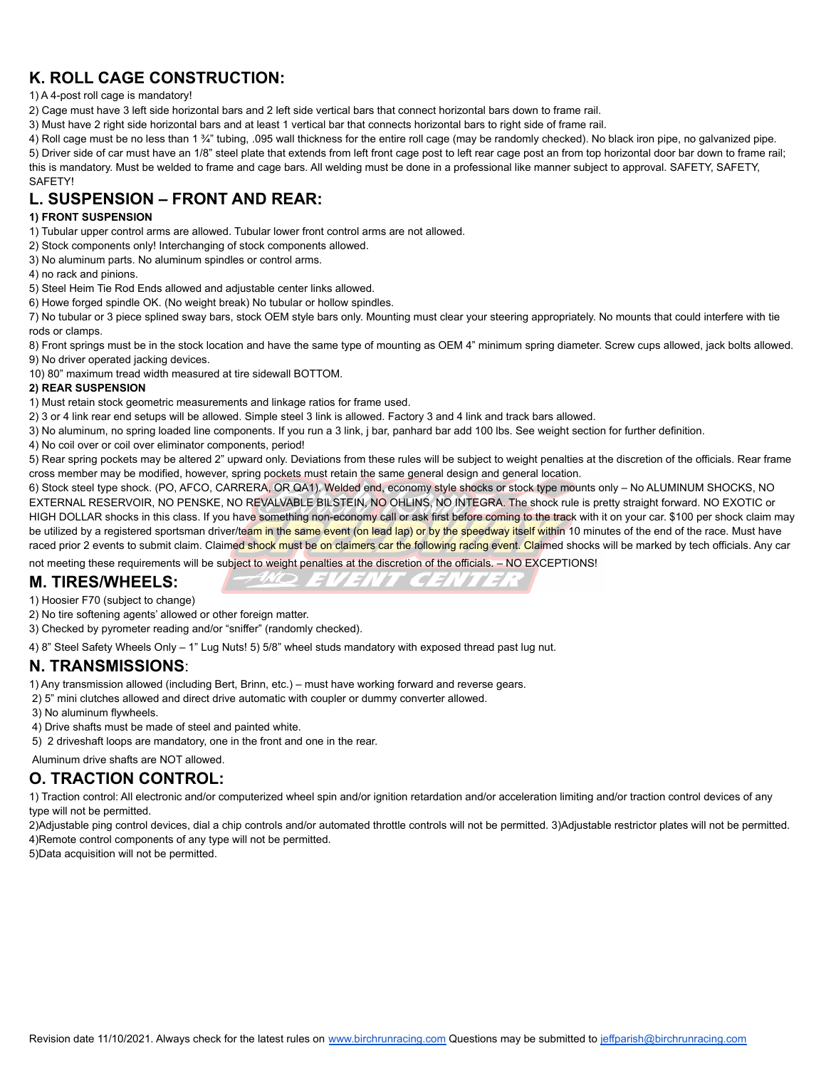## K. ROLL CAGE CONSTRUCTION:

1) A 4-post roll cage is mandatory!
2) Cage must have 3 left side horizontal bars and 2 left side vertical bars that connect horizontal bars down to frame rail.
3) Must have 2 right side horizontal bars and at least 1 vertical bar that connects horizontal bars to right side of frame rail.
4) Roll cage must be no less than 1 ¾" tubing, .095 wall thickness for the entire roll cage (may be randomly checked). No black iron pipe, no galvanized pipe.
5) Driver side of car must have an 1/8" steel plate that extends from left front cage post to left rear cage post an from top horizontal door bar down to frame rail; this is mandatory. Must be welded to frame and cage bars. All welding must be done in a professional like manner subject to approval. SAFETY, SAFETY, SAFETY!

## L. SUSPENSION – FRONT AND REAR:

**1) FRONT SUSPENSION**

1) Tubular upper control arms are allowed. Tubular lower front control arms are not allowed.
2) Stock components only! Interchanging of stock components allowed.
3) No aluminum parts. No aluminum spindles or control arms.
4) no rack and pinions.
5) Steel Heim Tie Rod Ends allowed and adjustable center links allowed.
6) Howe forged spindle OK. (No weight break) No tubular or hollow spindles.
7) No tubular or 3 piece splined sway bars, stock OEM style bars only. Mounting must clear your steering appropriately. No mounts that could interfere with tie rods or clamps.
8) Front springs must be in the stock location and have the same type of mounting as OEM 4" minimum spring diameter. Screw cups allowed, jack bolts allowed.
9) No driver operated jacking devices.
10) 80" maximum tread width measured at tire sidewall BOTTOM.

**2) REAR SUSPENSION**

1) Must retain stock geometric measurements and linkage ratios for frame used.
2) 3 or 4 link rear end setups will be allowed. Simple steel 3 link is allowed. Factory 3 and 4 link and track bars allowed.
3) No aluminum, no spring loaded line components. If you run a 3 link, j bar, panhard bar add 100 lbs. See weight section for further definition.
4) No coil over or coil over eliminator components, period!
5) Rear spring pockets may be altered 2" upward only. Deviations from these rules will be subject to weight penalties at the discretion of the officials. Rear frame cross member may be modified, however, spring pockets must retain the same general design and general location.
6) Stock steel type shock. (PO, AFCO, CARRERA, OR QA1). Welded end, economy style shocks or stock type mounts only – No ALUMINUM SHOCKS, NO EXTERNAL RESERVOIR, NO PENSKE, NO REVALVABLE BILSTEIN, NO OHLINS, NO INTEGRA. The shock rule is pretty straight forward. NO EXOTIC or HIGH DOLLAR shocks in this class. If you have something non-economy call or ask first before coming to the track with it on your car. $100 per shock claim may be utilized by a registered sportsman driver/team in the same event (on lead lap) or by the speedway itself within 10 minutes of the end of the race. Must have raced prior 2 events to submit claim. Claimed shock must be on claimers car the following racing event. Claimed shocks will be marked by tech officials. Any car not meeting these requirements will be subject to weight penalties at the discretion of the officials. – NO EXCEPTIONS!

## M. TIRES/WHEELS:

1) Hoosier F70 (subject to change)
2) No tire softening agents' allowed or other foreign matter.
3) Checked by pyrometer reading and/or "sniffer" (randomly checked).
4) 8" Steel Safety Wheels Only – 1" Lug Nuts! 5) 5/8" wheel studs mandatory with exposed thread past lug nut.

## N. TRANSMISSIONS:

1) Any transmission allowed (including Bert, Brinn, etc.) – must have working forward and reverse gears.
2) 5" mini clutches allowed and direct drive automatic with coupler or dummy converter allowed.
3) No aluminum flywheels.
4) Drive shafts must be made of steel and painted white.
5) 2 driveshaft loops are mandatory, one in the front and one in the rear.

Aluminum drive shafts are NOT allowed.

## O. TRACTION CONTROL:

1) Traction control: All electronic and/or computerized wheel spin and/or ignition retardation and/or acceleration limiting and/or traction control devices of any type will not be permitted.
2)Adjustable ping control devices, dial a chip controls and/or automated throttle controls will not be permitted. 3)Adjustable restrictor plates will not be permitted.
4)Remote control components of any type will not be permitted.
5)Data acquisition will not be permitted.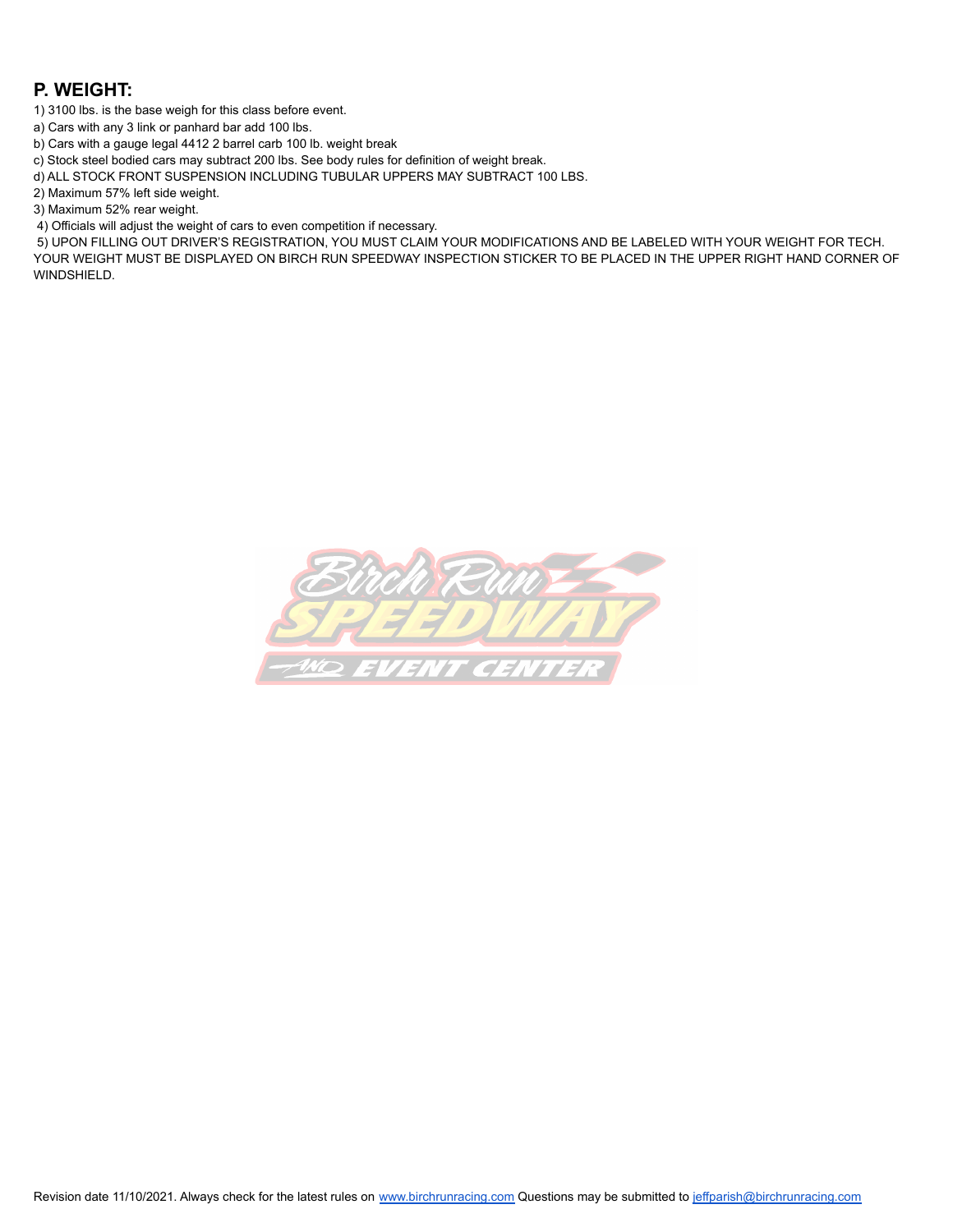## P. WEIGHT:

1) 3100 lbs. is the base weigh for this class before event.

a) Cars with any 3 link or panhard bar add 100 lbs.

b) Cars with a gauge legal 4412 2 barrel carb 100 lb. weight break

c) Stock steel bodied cars may subtract 200 lbs. See body rules for definition of weight break.

d) ALL STOCK FRONT SUSPENSION INCLUDING TUBULAR UPPERS MAY SUBTRACT 100 LBS.

2) Maximum 57% left side weight.

3) Maximum 52% rear weight.

4) Officials will adjust the weight of cars to even competition if necessary.

5) UPON FILLING OUT DRIVER'S REGISTRATION, YOU MUST CLAIM YOUR MODIFICATIONS AND BE LABELED WITH YOUR WEIGHT FOR TECH. YOUR WEIGHT MUST BE DISPLAYED ON BIRCH RUN SPEEDWAY INSPECTION STICKER TO BE PLACED IN THE UPPER RIGHT HAND CORNER OF WINDSHIELD.